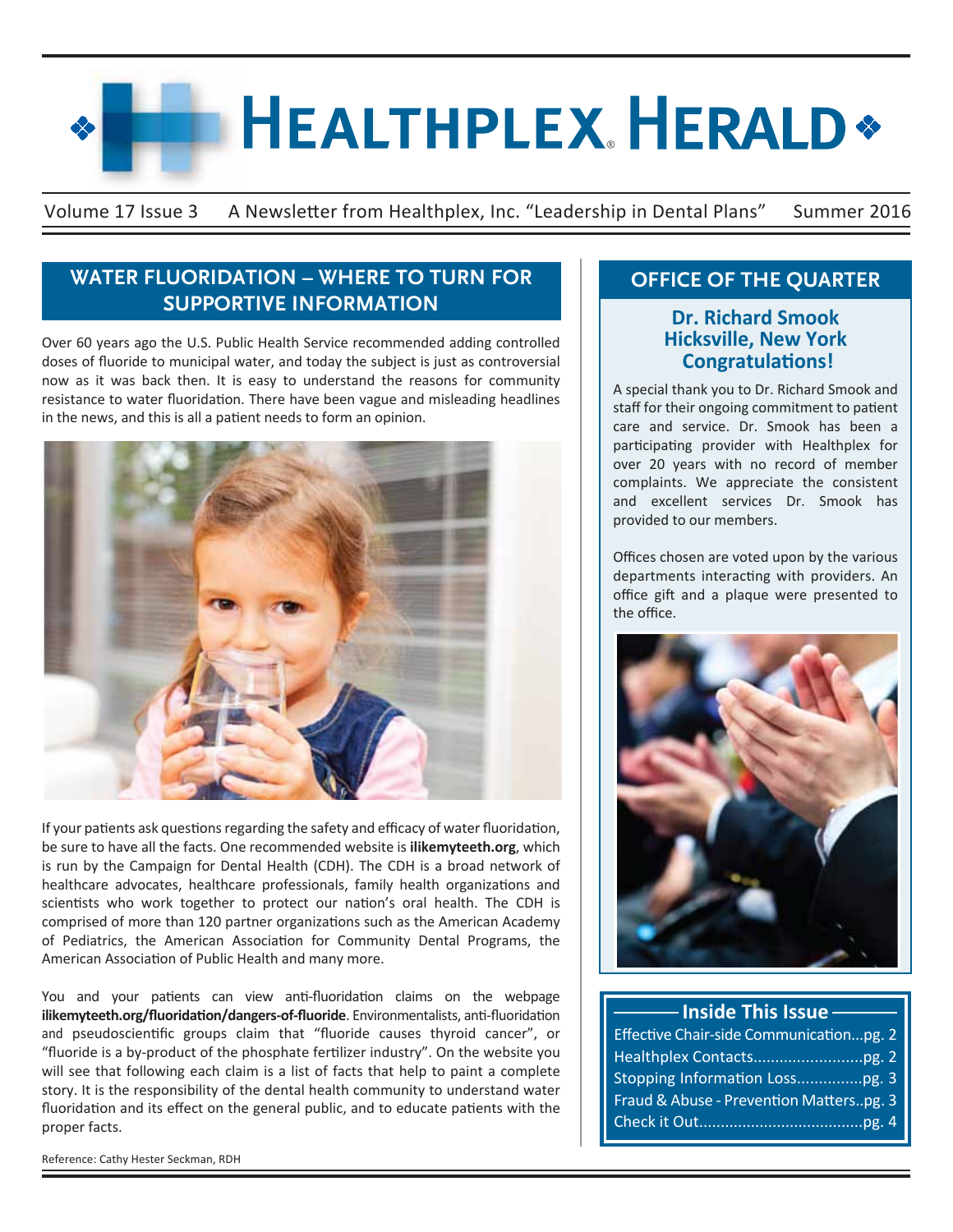# Healthplex® Herald

Volume 17 Issue 3 — A Newsletter from Healthplex, Inc. "Leadership in Dental Plans" — Summer 2016

## WATER FLUORIDATION – WHERE TO TURN FOR SUPPORTIVE INFORMATION

Over 60 years ago the U.S. Public Health Service recommended adding controlled doses of fluoride to municipal water, and today the subject is just as controversial now as it was back then. It is easy to understand the reasons for community resistance to water fluoridation. There have been vague and misleading headlines in the news, and this is all a patient needs to form an opinion.

If your patients ask questions regarding the safety and efficacy of water fluoridation, be sure to have all the facts. One recommended website is **ilikemyteeth.org**, which is run by the Campaign for Dental Health (CDH). The CDH is a broad network of healthcare advocates, healthcare professionals, family health organizations and scientists who work together to protect our nation's oral health. The CDH is comprised of more than 120 partner organizations such as the American Academy of Pediatrics, the American Association for Community Dental Programs, the American Association of Public Health and many more.

You and your patients can view anti-fluoridation claims on the webpage **ilikemyteeth.org/fluoridation/dangers-of-fluoride**. Environmentalists, anti-fluoridation and pseudoscientific groups claim that "fluoride causes thyroid cancer", or "fluoride is a by-product of the phosphate fertilizer industry". On the website you will see that following each claim is a list of facts that help to paint a complete story. It is the responsibility of the dental health community to understand water fluoridation and its effect on the general public, and to educate patients with the proper facts.

Reference: Cathy Hester Seckman, RDH

## OFFICE OF THE QUARTER

### Dr. Richard Smook
### Hicksville, New York
### Congratulations!

A special thank you to Dr. Richard Smook and staff for their ongoing commitment to patient care and service. Dr. Smook has been a participating provider with Healthplex for over 20 years with no record of member complaints. We appreciate the consistent and excellent services Dr. Smook has provided to our members.

Offices chosen are voted upon by the various departments interacting with providers. An office gift and a plaque were presented to the office.

## Inside This Issue

- Effective Chair-side Communication...pg. 2
- Healthplex Contacts...pg. 2
- Stopping Information Loss...pg. 3
- Fraud & Abuse - Prevention Matters..pg. 3
- Check it Out...pg. 4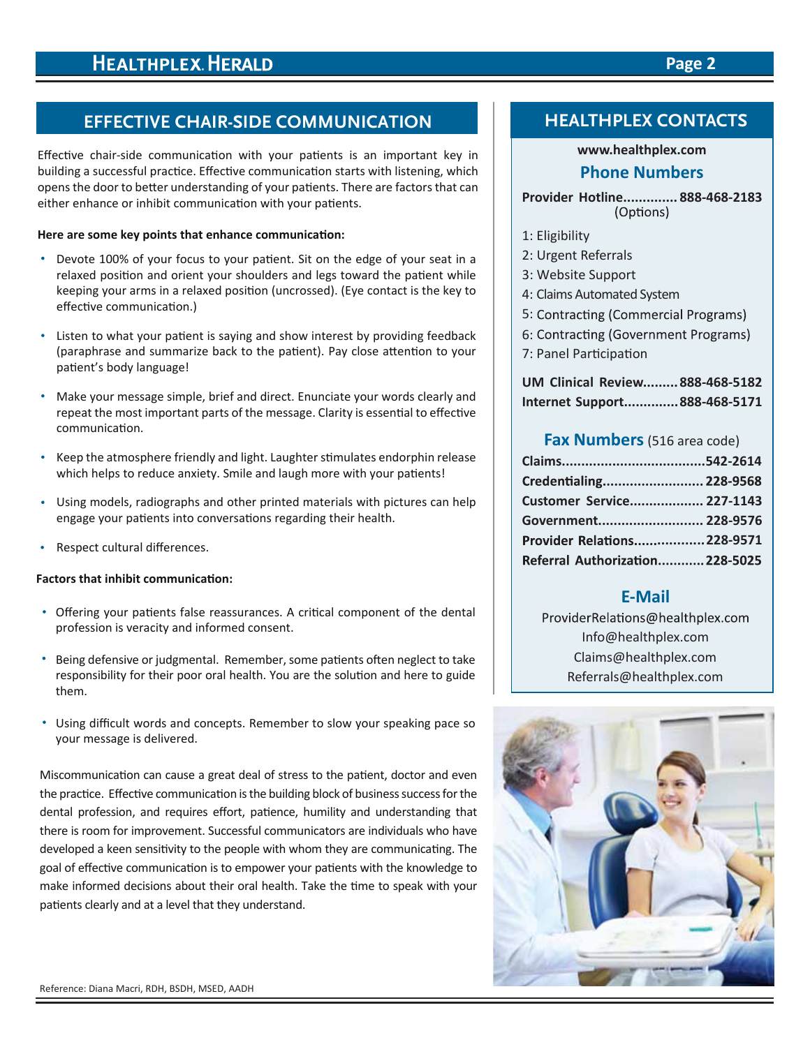## EFFECTIVE CHAIR-SIDE COMMUNICATION

Effective chair-side communication with your patients is an important key in building a successful practice. Effective communication starts with listening, which opens the door to better understanding of your patients. There are factors that can either enhance or inhibit communication with your patients.

**Here are some key points that enhance communication:**

- Devote 100% of your focus to your patient. Sit on the edge of your seat in a relaxed position and orient your shoulders and legs toward the patient while keeping your arms in a relaxed position (uncrossed). (Eye contact is the key to effective communication.)
- Listen to what your patient is saying and show interest by providing feedback (paraphrase and summarize back to the patient). Pay close attention to your patient's body language!
- Make your message simple, brief and direct. Enunciate your words clearly and repeat the most important parts of the message. Clarity is essential to effective communication.
- Keep the atmosphere friendly and light. Laughter stimulates endorphin release which helps to reduce anxiety. Smile and laugh more with your patients!
- Using models, radiographs and other printed materials with pictures can help engage your patients into conversations regarding their health.
- Respect cultural differences.

**Factors that inhibit communication:**

- Offering your patients false reassurances. A critical component of the dental profession is veracity and informed consent.
- Being defensive or judgmental. Remember, some patients often neglect to take responsibility for their poor oral health. You are the solution and here to guide them.
- Using difficult words and concepts. Remember to slow your speaking pace so your message is delivered.

Miscommunication can cause a great deal of stress to the patient, doctor and even the practice. Effective communication is the building block of business success for the dental profession, and requires effort, patience, humility and understanding that there is room for improvement. Successful communicators are individuals who have developed a keen sensitivity to the people with whom they are communicating. The goal of effective communication is to empower your patients with the knowledge to make informed decisions about their oral health. Take the time to speak with your patients clearly and at a level that they understand.

Reference: Diana Macri, RDH, BSDH, MSED, AADH

## HEALTHPLEX CONTACTS

**www.healthplex.com**

### Phone Numbers

**Provider Hotline............. 888-468-2183**
(Options)

1: Eligibility
2: Urgent Referrals
3: Website Support
4: Claims Automated System
5: Contracting (Commercial Programs)
6: Contracting (Government Programs)
7: Panel Participation

**UM Clinical Review......... 888-468-5182**
**Internet Support............. 888-468-5171**

### Fax Numbers (516 area code)

**Claims.................................... 542-2614**
**Credentialing.......................... 228-9568**
**Customer Service.................. 227-1143**
**Government........................... 228-9576**
**Provider Relations.................. 228-9571**
**Referral Authorization............ 228-5025**

### E-Mail

ProviderRelations@healthplex.com
Info@healthplex.com
Claims@healthplex.com
Referrals@healthplex.com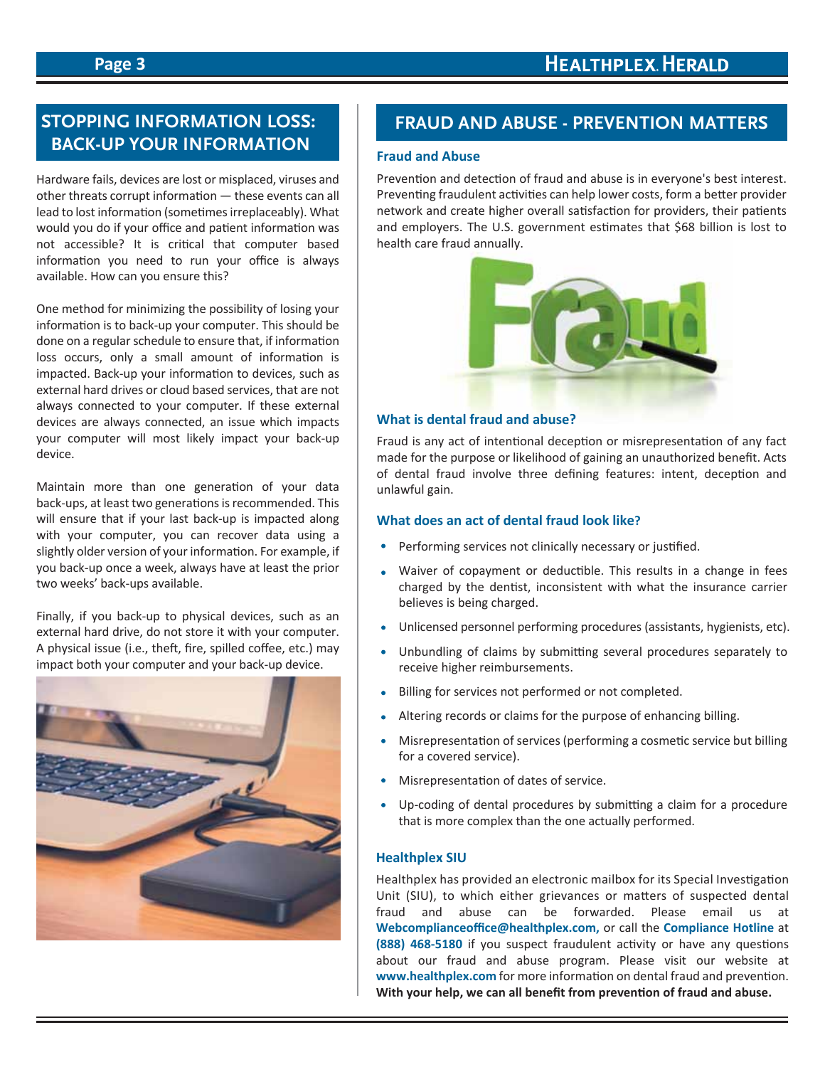## STOPPING INFORMATION LOSS: BACK-UP YOUR INFORMATION

Hardware fails, devices are lost or misplaced, viruses and other threats corrupt information — these events can all lead to lost information (sometimes irreplaceably). What would you do if your office and patient information was not accessible? It is critical that computer based information you need to run your office is always available. How can you ensure this?

One method for minimizing the possibility of losing your information is to back-up your computer. This should be done on a regular schedule to ensure that, if information loss occurs, only a small amount of information is impacted. Back-up your information to devices, such as external hard drives or cloud based services, that are not always connected to your computer. If these external devices are always connected, an issue which impacts your computer will most likely impact your back-up device.

Maintain more than one generation of your data back-ups, at least two generations is recommended. This will ensure that if your last back-up is impacted along with your computer, you can recover data using a slightly older version of your information. For example, if you back-up once a week, always have at least the prior two weeks' back-ups available.

Finally, if you back-up to physical devices, such as an external hard drive, do not store it with your computer. A physical issue (i.e., theft, fire, spilled coffee, etc.) may impact both your computer and your back-up device.

## FRAUD AND ABUSE - PREVENTION MATTERS

### Fraud and Abuse

Prevention and detection of fraud and abuse is in everyone's best interest. Preventing fraudulent activities can help lower costs, form a better provider network and create higher overall satisfaction for providers, their patients and employers. The U.S. government estimates that $68 billion is lost to health care fraud annually.

### What is dental fraud and abuse?

Fraud is any act of intentional deception or misrepresentation of any fact made for the purpose or likelihood of gaining an unauthorized benefit. Acts of dental fraud involve three defining features: intent, deception and unlawful gain.

### What does an act of dental fraud look like?

- Performing services not clinically necessary or justified.
- Waiver of copayment or deductible. This results in a change in fees charged by the dentist, inconsistent with what the insurance carrier believes is being charged.
- Unlicensed personnel performing procedures (assistants, hygienists, etc).
- Unbundling of claims by submitting several procedures separately to receive higher reimbursements.
- Billing for services not performed or not completed.
- Altering records or claims for the purpose of enhancing billing.
- Misrepresentation of services (performing a cosmetic service but billing for a covered service).
- Misrepresentation of dates of service.
- Up-coding of dental procedures by submitting a claim for a procedure that is more complex than the one actually performed.

### Healthplex SIU

Healthplex has provided an electronic mailbox for its Special Investigation Unit (SIU), to which either grievances or matters of suspected dental fraud and abuse can be forwarded. Please email us at **Webcomplianceoffice@healthplex.com,** or call the **Compliance Hotline** at **(888) 468-5180** if you suspect fraudulent activity or have any questions about our fraud and abuse program. Please visit our website at **www.healthplex.com** for more information on dental fraud and prevention. **With your help, we can all benefit from prevention of fraud and abuse.**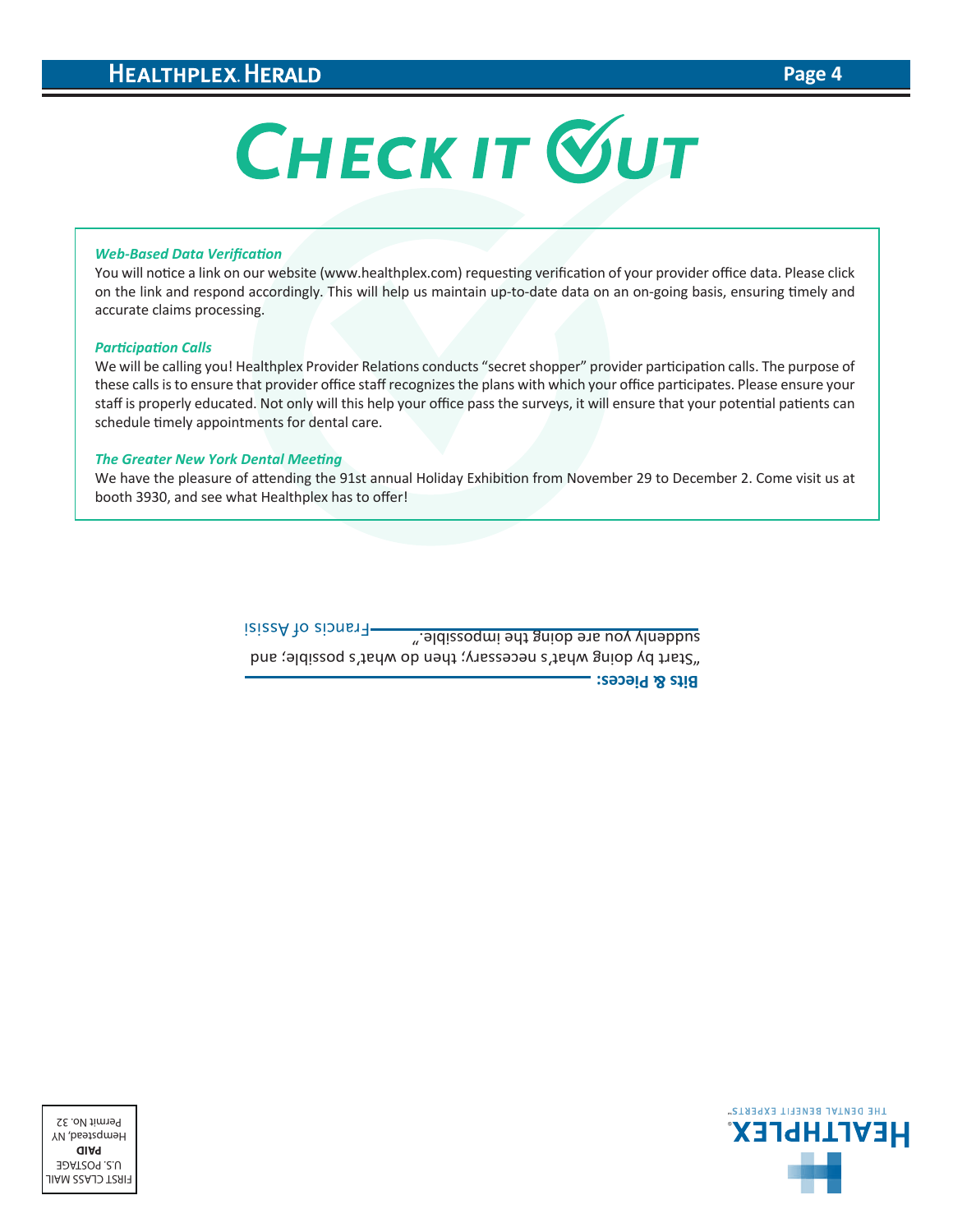# Check it Out

***Web-Based Data Verification***

You will notice a link on our website (www.healthplex.com) requesting verification of your provider office data. Please click on the link and respond accordingly. This will help us maintain up-to-date data on an on-going basis, ensuring timely and accurate claims processing.

***Participation Calls***

We will be calling you! Healthplex Provider Relations conducts "secret shopper" provider participation calls. The purpose of these calls is to ensure that provider office staff recognizes the plans with which your office participates. Please ensure your staff is properly educated. Not only will this help your office pass the surveys, it will ensure that your potential patients can schedule timely appointments for dental care.

***The Greater New York Dental Meeting***

We have the pleasure of attending the 91st annual Holiday Exhibition from November 29 to December 2. Come visit us at booth 3930, and see what Healthplex has to offer!

**Bits & Pieces:**

"Start by doing what's necessary; then do what's possible; and suddenly you are doing the impossible."

—Francis of Assisi

HEALTHPLEX®
THE DENTAL BENEFIT EXPERTS™

FIRST CLASS MAIL
U.S. POSTAGE
**PAID**
Hempstead, NY
Permit No. 32